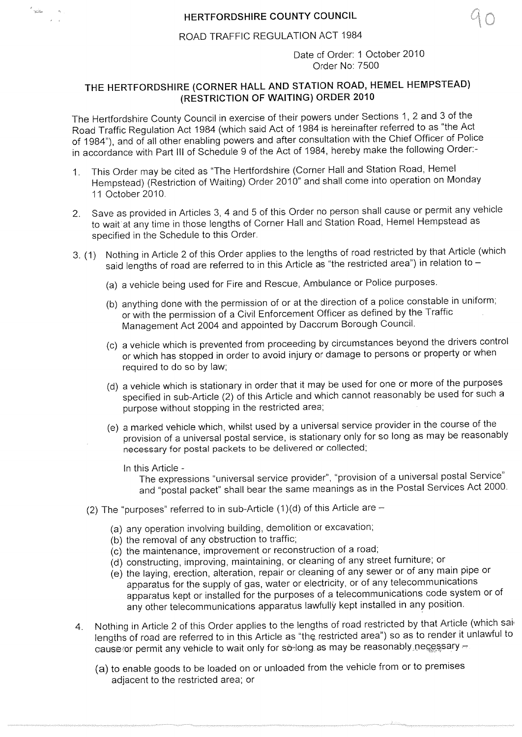# HERTFORDSHIRE COUNTY COUNCIL

ROAD TRAFFIC REGULATION ACT 1984

Date of Order: 1 October 2010
Order No: 7500

## THE HERTFORDSHIRE (CORNER HALL AND STATION ROAD, HEMEL HEMPSTEAD) (RESTRICTION OF WAITING) ORDER 2010

The Hertfordshire County Council in exercise of their powers under Sections 1, 2 and 3 of the Road Traffic Regulation Act 1984 (which said Act of 1984 is hereinafter referred to as "the Act of 1984"), and of all other enabling powers and after consultation with the Chief Officer of Police in accordance with Part III of Schedule 9 of the Act of 1984, hereby make the following Order:-

1. This Order may be cited as "The Hertfordshire (Corner Hall and Station Road, Hemel Hempstead) (Restriction of Waiting) Order 2010" and shall come into operation on Monday 11 October 2010.

2. Save as provided in Articles 3, 4 and 5 of this Order no person shall cause or permit any vehicle to wait at any time in those lengths of Corner Hall and Station Road, Hemel Hempstead as specified in the Schedule to this Order.

3. (1) Nothing in Article 2 of this Order applies to the lengths of road restricted by that Article (which said lengths of road are referred to in this Article as "the restricted area") in relation to –

   (a) a vehicle being used for Fire and Rescue, Ambulance or Police purposes.

   (b) anything done with the permission of or at the direction of a police constable in uniform; or with the permission of a Civil Enforcement Officer as defined by the Traffic Management Act 2004 and appointed by Dacorum Borough Council.

   (c) a vehicle which is prevented from proceeding by circumstances beyond the drivers control or which has stopped in order to avoid injury or damage to persons or property or when required to do so by law;

   (d) a vehicle which is stationary in order that it may be used for one or more of the purposes specified in sub-Article (2) of this Article and which cannot reasonably be used for such a purpose without stopping in the restricted area;

   (e) a marked vehicle which, whilst used by a universal service provider in the course of the provision of a universal postal service, is stationary only for so long as may be reasonably necessary for postal packets to be delivered or collected;

   In this Article -
   The expressions "universal service provider", "provision of a universal postal Service" and "postal packet" shall bear the same meanings as in the Postal Services Act 2000.

   (2) The "purposes" referred to in sub-Article (1)(d) of this Article are –

   (a) any operation involving building, demolition or excavation;
   (b) the removal of any obstruction to traffic;
   (c) the maintenance, improvement or reconstruction of a road;
   (d) constructing, improving, maintaining, or cleaning of any street furniture; or
   (e) the laying, erection, alteration, repair or cleaning of any sewer or of any main pipe or apparatus for the supply of gas, water or electricity, or of any telecommunications apparatus kept or installed for the purposes of a telecommunications code system or of any other telecommunications apparatus lawfully kept installed in any position.

4. Nothing in Article 2 of this Order applies to the lengths of road restricted by that Article (which said lengths of road are referred to in this Article as "the restricted area") so as to render it unlawful to cause or permit any vehicle to wait only for so long as may be reasonably necessary –

   (a) to enable goods to be loaded on or unloaded from the vehicle from or to premises adjacent to the restricted area; or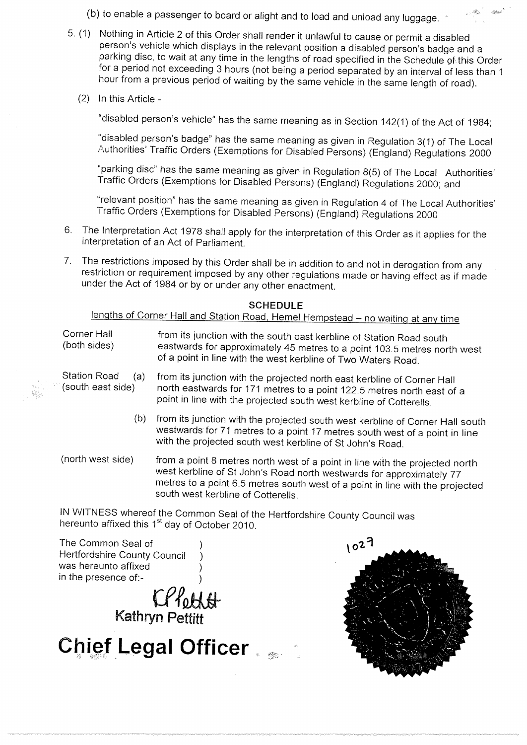(b) to enable a passenger to board or alight and to load and unload any luggage.

5. (1) Nothing in Article 2 of this Order shall render it unlawful to cause or permit a disabled person's vehicle which displays in the relevant position a disabled person's badge and a parking disc, to wait at any time in the lengths of road specified in the Schedule of this Order for a period not exceeding 3 hours (not being a period separated by an interval of less than 1 hour from a previous period of waiting by the same vehicle in the same length of road).

   (2) In this Article -

   "disabled person's vehicle" has the same meaning as in Section 142(1) of the Act of 1984;

   "disabled person's badge" has the same meaning as given in Regulation 3(1) of The Local Authorities' Traffic Orders (Exemptions for Disabled Persons) (England) Regulations 2000

   "parking disc" has the same meaning as given in Regulation 8(5) of The Local Authorities' Traffic Orders (Exemptions for Disabled Persons) (England) Regulations 2000; and

   "relevant position" has the same meaning as given in Regulation 4 of The Local Authorities' Traffic Orders (Exemptions for Disabled Persons) (England) Regulations 2000

6. The Interpretation Act 1978 shall apply for the interpretation of this Order as it applies for the interpretation of an Act of Parliament.

7. The restrictions imposed by this Order shall be in addition to and not in derogation from any restriction or requirement imposed by any other regulations made or having effect as if made under the Act of 1984 or by or under any other enactment.

## SCHEDULE

lengths of Corner Hall and Station Road, Hemel Hempstead – no waiting at any time

| | |
|---|---|
| Corner Hall (both sides) | from its junction with the south east kerbline of Station Road south eastwards for approximately 45 metres to a point 103.5 metres north west of a point in line with the west kerbline of Two Waters Road. |
| Station Road (a) (south east side) | from its junction with the projected north east kerbline of Corner Hall north eastwards for 171 metres to a point 122.5 metres north east of a point in line with the projected south west kerbline of Cotterells. |
| (b) | from its junction with the projected south west kerbline of Corner Hall south westwards for 71 metres to a point 17 metres south west of a point in line with the projected south west kerbline of St John's Road. |
| (north west side) | from a point 8 metres north west of a point in line with the projected north west kerbline of St John's Road north westwards for approximately 77 metres to a point 6.5 metres south west of a point in line with the projected south west kerbline of Cotterells. |

IN WITNESS whereof the Common Seal of the Hertfordshire County Council was hereunto affixed this 1st day of October 2010.

The Common Seal of
Hertfordshire County Council
was hereunto affixed
in the presence of:-

K Pettitt

Kathryn Pettitt

**Chief Legal Officer**

1027